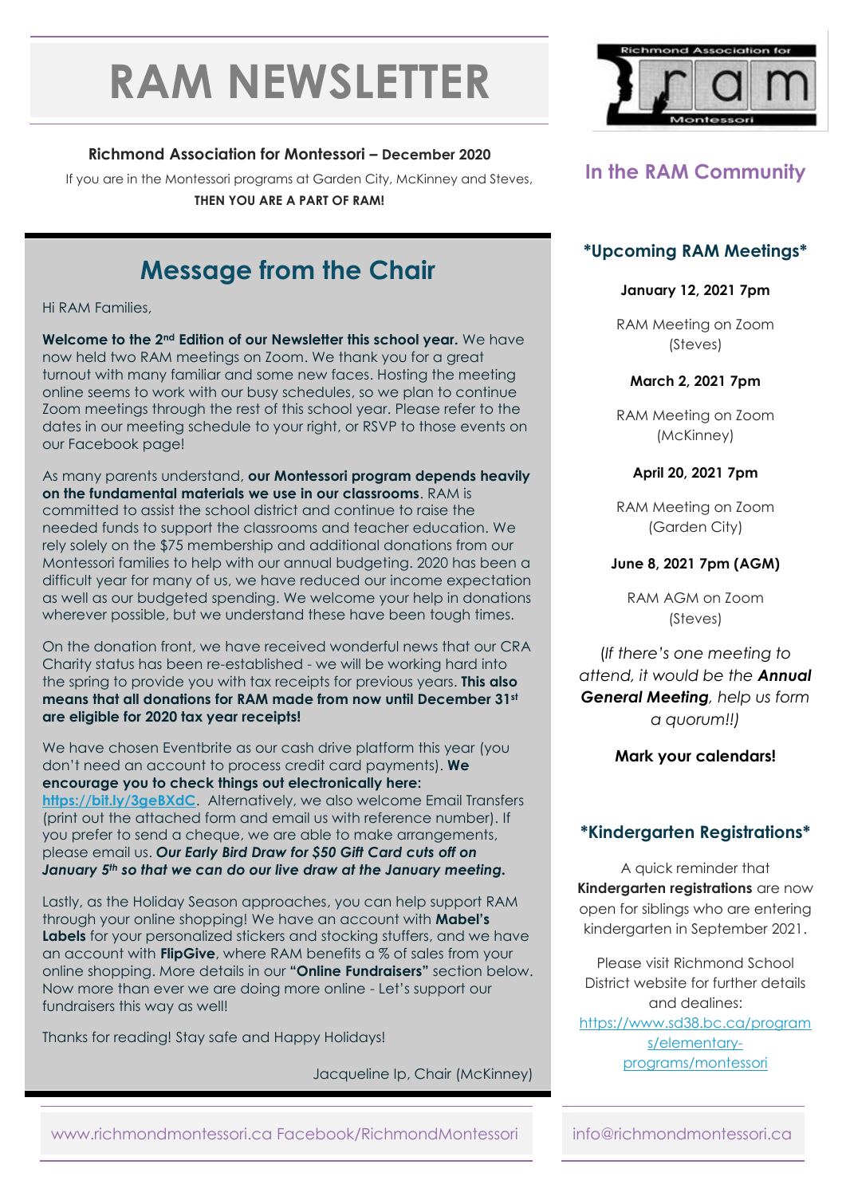# RAM NEWSLETTER

**Richmond Association for Montessori – December 2020**

If you are in the Montessori programs at Garden City, McKinney and Steves,
**THEN YOU ARE A PART OF RAM!**

## Message from the Chair

Hi RAM Families,

**Welcome to the 2nd Edition of our Newsletter this school year.** We have now held two RAM meetings on Zoom. We thank you for a great turnout with many familiar and some new faces. Hosting the meeting online seems to work with our busy schedules, so we plan to continue Zoom meetings through the rest of this school year. Please refer to the dates in our meeting schedule to your right, or RSVP to those events on our Facebook page!

As many parents understand, **our Montessori program depends heavily on the fundamental materials we use in our classrooms**. RAM is committed to assist the school district and continue to raise the needed funds to support the classrooms and teacher education. We rely solely on the $75 membership and additional donations from our Montessori families to help with our annual budgeting. 2020 has been a difficult year for many of us, we have reduced our income expectation as well as our budgeted spending. We welcome your help in donations wherever possible, but we understand these have been tough times.

On the donation front, we have received wonderful news that our CRA Charity status has been re-established - we will be working hard into the spring to provide you with tax receipts for previous years. **This also means that all donations for RAM made from now until December 31st are eligible for 2020 tax year receipts!**

We have chosen Eventbrite as our cash drive platform this year (you don't need an account to process credit card payments). **We encourage you to check things out electronically here: https://bit.ly/3geBXdC**. Alternatively, we also welcome Email Transfers (print out the attached form and email us with reference number). If you prefer to send a cheque, we are able to make arrangements, please email us. ***Our Early Bird Draw for $50 Gift Card cuts off on January 5th so that we can do our live draw at the January meeting.***

Lastly, as the Holiday Season approaches, you can help support RAM through your online shopping! We have an account with **Mabel's Labels** for your personalized stickers and stocking stuffers, and we have an account with **FlipGive**, where RAM benefits a % of sales from your online shopping. More details in our **"Online Fundraisers"** section below. Now more than ever we are doing more online - Let's support our fundraisers this way as well!

Thanks for reading! Stay safe and Happy Holidays!

Jacqueline Ip, Chair (McKinney)

## In the RAM Community

### \*Upcoming RAM Meetings\*

**January 12, 2021 7pm**

RAM Meeting on Zoom (Steves)

**March 2, 2021 7pm**

RAM Meeting on Zoom (McKinney)

**April 20, 2021 7pm**

RAM Meeting on Zoom (Garden City)

**June 8, 2021 7pm (AGM)**

RAM AGM on Zoom (Steves)

*(If there's one meeting to attend, it would be the **Annual General Meeting**, help us form a quorum!!)*

**Mark your calendars!**

### \*Kindergarten Registrations\*

A quick reminder that **Kindergarten registrations** are now open for siblings who are entering kindergarten in September 2021.

Please visit Richmond School District website for further details and dealines: https://www.sd38.bc.ca/programs/elementary-programs/montessori

www.richmondmontessori.ca Facebook/RichmondMontessori

info@richmondmontessori.ca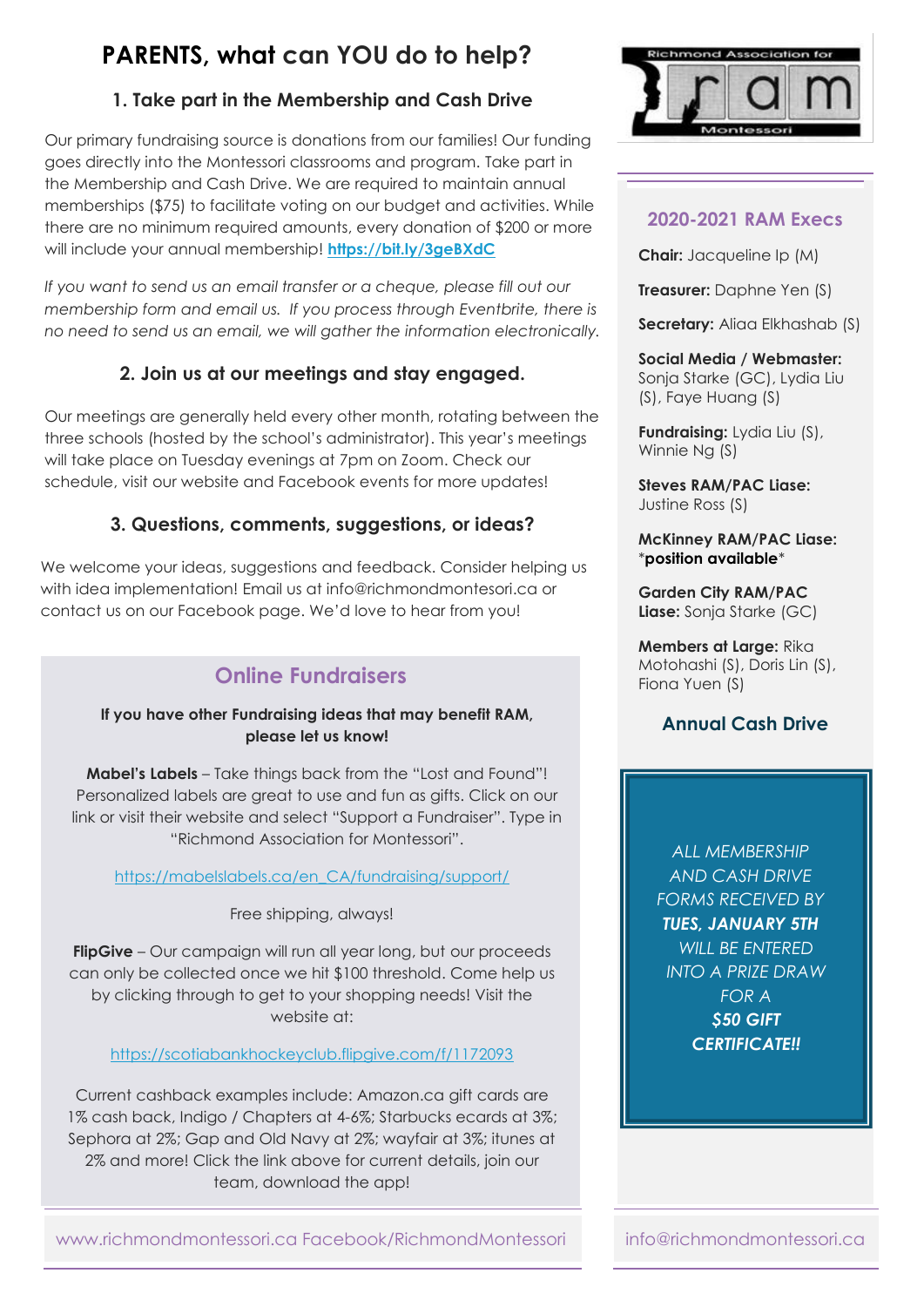# PARENTS, what can YOU do to help?

## 1. Take part in the Membership and Cash Drive

Our primary fundraising source is donations from our families! Our funding goes directly into the Montessori classrooms and program. Take part in the Membership and Cash Drive. We are required to maintain annual memberships ($75) to facilitate voting on our budget and activities. While there are no minimum required amounts, every donation of $200 or more will include your annual membership! **https://bit.ly/3geBXdC**

*If you want to send us an email transfer or a cheque, please fill out our membership form and email us. If you process through Eventbrite, there is no need to send us an email, we will gather the information electronically.*

## 2. Join us at our meetings and stay engaged.

Our meetings are generally held every other month, rotating between the three schools (hosted by the school's administrator). This year's meetings will take place on Tuesday evenings at 7pm on Zoom. Check our schedule, visit our website and Facebook events for more updates!

## 3. Questions, comments, suggestions, or ideas?

We welcome your ideas, suggestions and feedback. Consider helping us with idea implementation! Email us at info@richmondmontesori.ca or contact us on our Facebook page. We'd love to hear from you!

## Online Fundraisers

**If you have other Fundraising ideas that may benefit RAM, please let us know!**

**Mabel's Labels** – Take things back from the "Lost and Found"! Personalized labels are great to use and fun as gifts. Click on our link or visit their website and select "Support a Fundraiser". Type in "Richmond Association for Montessori".

https://mabelslabels.ca/en_CA/fundraising/support/

Free shipping, always!

**FlipGive** – Our campaign will run all year long, but our proceeds can only be collected once we hit $100 threshold. Come help us by clicking through to get to your shopping needs! Visit the website at:

https://scotiabankhockeyclub.flipgive.com/f/1172093

Current cashback examples include: Amazon.ca gift cards are 1% cash back, Indigo / Chapters at 4-6%; Starbucks ecards at 3%; Sephora at 2%; Gap and Old Navy at 2%; wayfair at 3%; itunes at 2% and more! Click the link above for current details, join our team, download the app!

Richmond Association for ram Montessori

## 2020-2021 RAM Execs

**Chair:** Jacqueline Ip (M)

**Treasurer:** Daphne Yen (S)

**Secretary:** Aliaa Elkhashab (S)

**Social Media / Webmaster:** Sonja Starke (GC), Lydia Liu (S), Faye Huang (S)

**Fundraising:** Lydia Liu (S), Winnie Ng (S)

**Steves RAM/PAC Liase:** Justine Ross (S)

**McKinney RAM/PAC Liase:** \***position available**\*

**Garden City RAM/PAC Liase:** Sonja Starke (GC)

**Members at Large:** Rika Motohashi (S), Doris Lin (S), Fiona Yuen (S)

## Annual Cash Drive

*ALL MEMBERSHIP AND CASH DRIVE FORMS RECEIVED BY* ***TUES, JANUARY 5TH*** *WILL BE ENTERED INTO A PRIZE DRAW FOR A* ***$50 GIFT CERTIFICATE!!***

www.richmondmontessori.ca Facebook/RichmondMontessori

info@richmondmontessori.ca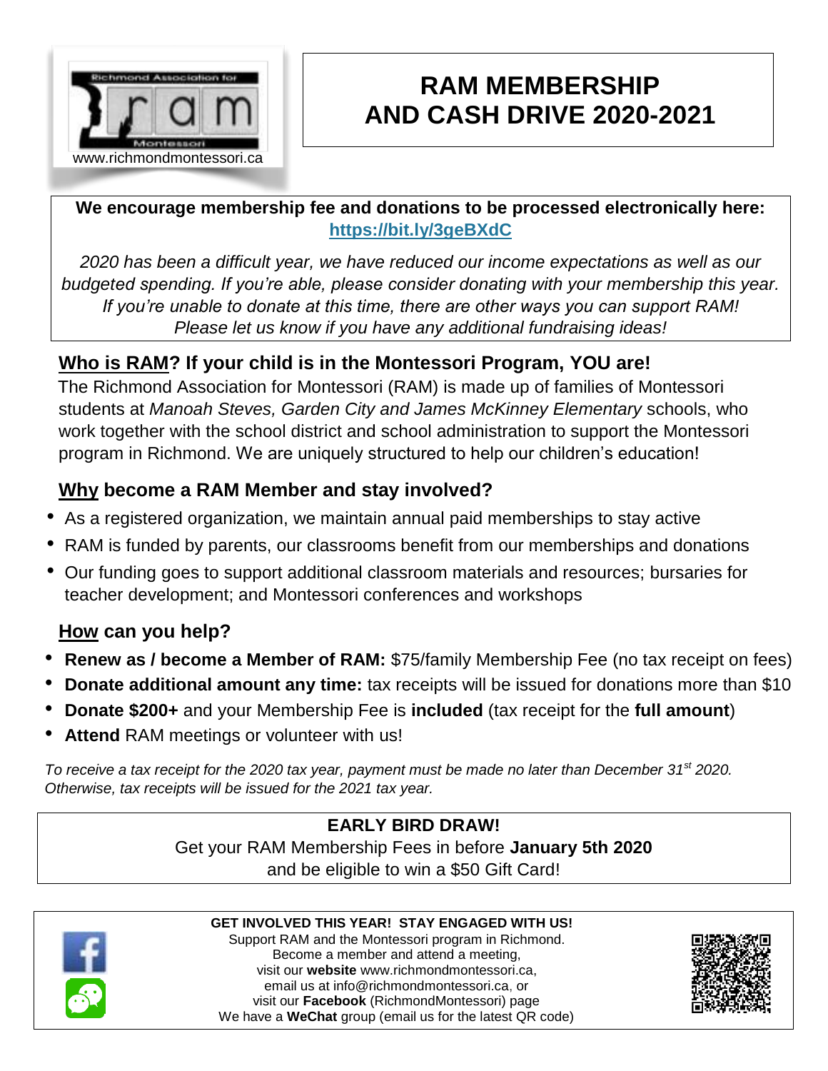Richmond Association for

ram

Montessori

www.richmondmontessori.ca

# RAM MEMBERSHIP AND CASH DRIVE 2020-2021

**We encourage membership fee and donations to be processed electronically here: [https://bit.ly/3geBXdC](https://bit.ly/3geBXdC)**

*2020 has been a difficult year, we have reduced our income expectations as well as our budgeted spending. If you're able, please consider donating with your membership this year. If you're unable to donate at this time, there are other ways you can support RAM! Please let us know if you have any additional fundraising ideas!*

## Who is RAM? If your child is in the Montessori Program, YOU are!

The Richmond Association for Montessori (RAM) is made up of families of Montessori students at *Manoah Steves, Garden City and James McKinney Elementary* schools, who work together with the school district and school administration to support the Montessori program in Richmond. We are uniquely structured to help our children's education!

## Why become a RAM Member and stay involved?

- As a registered organization, we maintain annual paid memberships to stay active
- RAM is funded by parents, our classrooms benefit from our memberships and donations
- Our funding goes to support additional classroom materials and resources; bursaries for teacher development; and Montessori conferences and workshops

## How can you help?

- **Renew as / become a Member of RAM:** $75/family Membership Fee (no tax receipt on fees)
- **Donate additional amount any time:** tax receipts will be issued for donations more than $10
- **Donate $200+** and your Membership Fee is **included** (tax receipt for the **full amount**)
- **Attend** RAM meetings or volunteer with us!

*To receive a tax receipt for the 2020 tax year, payment must be made no later than December 31st 2020. Otherwise, tax receipts will be issued for the 2021 tax year.*

**EARLY BIRD DRAW!**

Get your RAM Membership Fees in before **January 5th 2020** and be eligible to win a $50 Gift Card!

**GET INVOLVED THIS YEAR! STAY ENGAGED WITH US!**

Support RAM and the Montessori program in Richmond.
Become a member and attend a meeting,
visit our **website** www.richmondmontessori.ca,
email us at info@richmondmontessori.ca, or
visit our **Facebook** (RichmondMontessori) page
We have a **WeChat** group (email us for the latest QR code)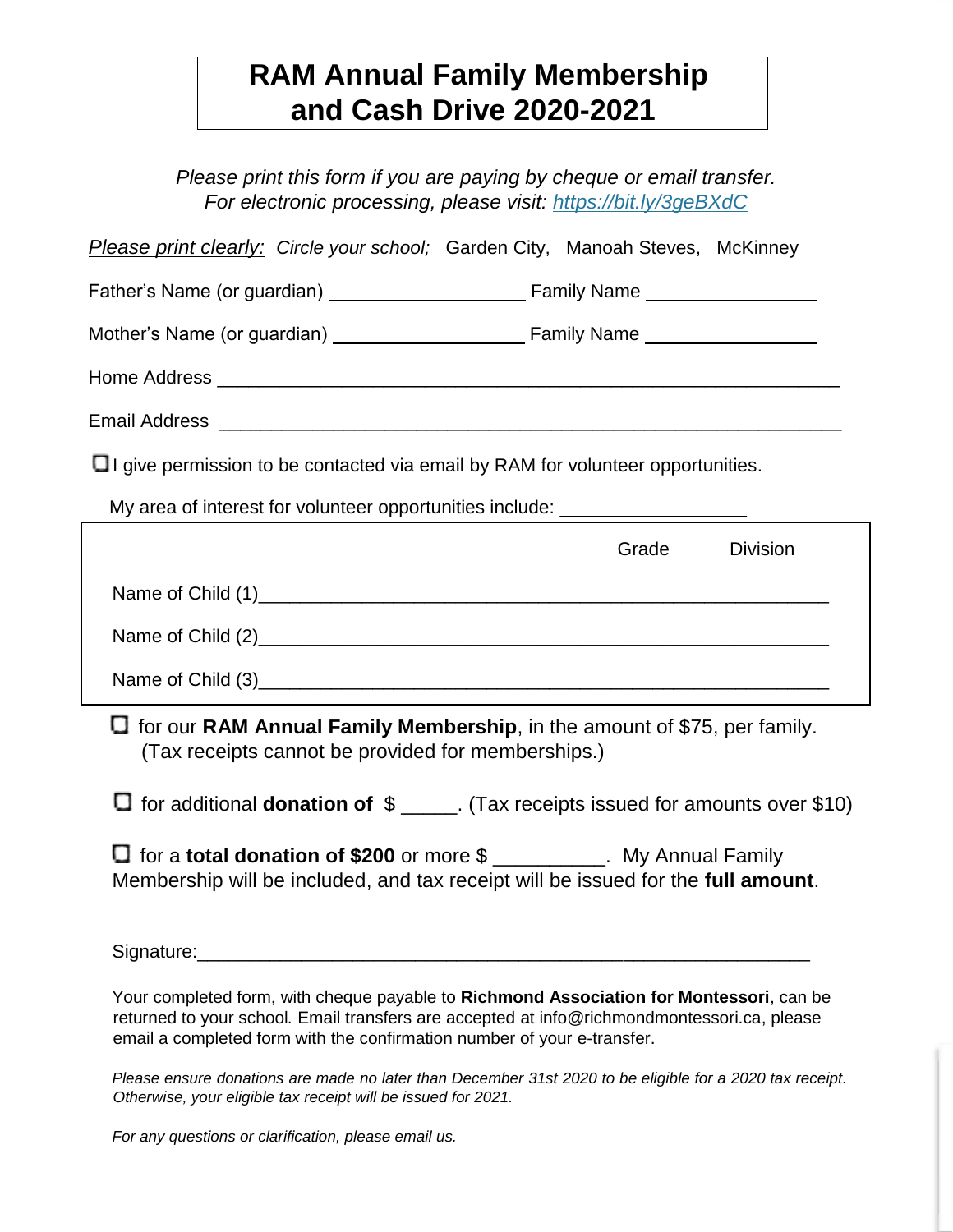# RAM Annual Family Membership and Cash Drive 2020-2021

*Please print this form if you are paying by cheque or email transfer.*
*For electronic processing, please visit: https://bit.ly/3geBXdC*

*Please print clearly:* *Circle your school;* Garden City, Manoah Steves, McKinney

Father's Name (or guardian) ____________________ Family Name _________________

Mother's Name (or guardian) ____________________ Family Name _________________

Home Address ______________________________________________________________

Email Address ______________________________________________________________

☐ I give permission to be contacted via email by RAM for volunteer opportunities.

My area of interest for volunteer opportunities include: __________________

| | Grade | Division |
|---|---|---|
| Name of Child (1)________________________________ | | |
| Name of Child (2)________________________________ | | |
| Name of Child (3)________________________________ | | |

☐ for our **RAM Annual Family Membership**, in the amount of $75, per family. (Tax receipts cannot be provided for memberships.)

☐ for additional **donation of** $ _____. (Tax receipts issued for amounts over $10)

☐ for a **total donation of $200** or more $ __________. My Annual Family Membership will be included, and tax receipt will be issued for the **full amount**.

Signature:___________________________________________________________

Your completed form, with cheque payable to **Richmond Association for Montessori**, can be returned to your school. Email transfers are accepted at info@richmondmontessori.ca, please email a completed form with the confirmation number of your e-transfer.

*Please ensure donations are made no later than December 31st 2020 to be eligible for a 2020 tax receipt. Otherwise, your eligible tax receipt will be issued for 2021.*

*For any questions or clarification, please email us.*